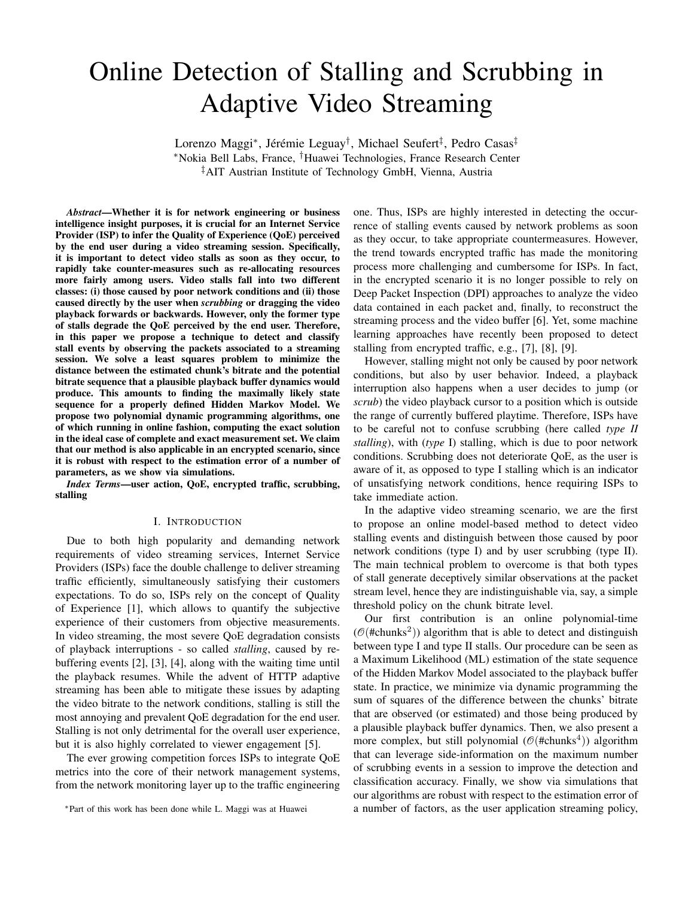# Online Detection of Stalling and Scrubbing in Adaptive Video Streaming

Lorenzo Maggi*, Jérémie Leguay†, Michael Seufert‡, Pedro Casas‡

*Nokia Bell Labs, France, †Huawei Technologies, France Research Center

‡AIT Austrian Institute of Technology GmbH, Vienna, Austria

***Abstract*—Whether it is for network engineering or business intelligence insight purposes, it is crucial for an Internet Service Provider (ISP) to infer the Quality of Experience (QoE) perceived by the end user during a video streaming session. Specifically, it is important to detect video stalls as soon as they occur, to rapidly take counter-measures such as re-allocating resources more fairly among users. Video stalls fall into two different classes: (i) those caused by poor network conditions and (ii) those caused directly by the user when *scrubbing* or dragging the video playback forwards or backwards. However, only the former type of stalls degrade the QoE perceived by the end user. Therefore, in this paper we propose a technique to detect and classify stall events by observing the packets associated to a streaming session. We solve a least squares problem to minimize the distance between the estimated chunk's bitrate and the potential bitrate sequence that a plausible playback buffer dynamics would produce. This amounts to finding the maximally likely state sequence for a properly defined Hidden Markov Model. We propose two polynomial dynamic programming algorithms, one of which running in online fashion, computing the exact solution in the ideal case of complete and exact measurement set. We claim that our method is also applicable in an encrypted scenario, since it is robust with respect to the estimation error of a number of parameters, as we show via simulations.**

***Index Terms*—user action, QoE, encrypted traffic, scrubbing, stalling**

## I. Introduction

Due to both high popularity and demanding network requirements of video streaming services, Internet Service Providers (ISPs) face the double challenge to deliver streaming traffic efficiently, simultaneously satisfying their customers expectations. To do so, ISPs rely on the concept of Quality of Experience [1], which allows to quantify the subjective experience of their customers from objective measurements. In video streaming, the most severe QoE degradation consists of playback interruptions - so called *stalling*, caused by re-buffering events [2], [3], [4], along with the waiting time until the playback resumes. While the advent of HTTP adaptive streaming has been able to mitigate these issues by adapting the video bitrate to the network conditions, stalling is still the most annoying and prevalent QoE degradation for the end user. Stalling is not only detrimental for the overall user experience, but it is also highly correlated to viewer engagement [5].

The ever growing competition forces ISPs to integrate QoE metrics into the core of their network management systems, from the network monitoring layer up to the traffic engineering one. Thus, ISPs are highly interested in detecting the occurrence of stalling events caused by network problems as soon as they occur, to take appropriate countermeasures. However, the trend towards encrypted traffic has made the monitoring process more challenging and cumbersome for ISPs. In fact, in the encrypted scenario it is no longer possible to rely on Deep Packet Inspection (DPI) approaches to analyze the video data contained in each packet and, finally, to reconstruct the streaming process and the video buffer [6]. Yet, some machine learning approaches have recently been proposed to detect stalling from encrypted traffic, e.g., [7], [8], [9].

However, stalling might not only be caused by poor network conditions, but also by user behavior. Indeed, a playback interruption also happens when a user decides to jump (or *scrub*) the video playback cursor to a position which is outside the range of currently buffered playtime. Therefore, ISPs have to be careful not to confuse scrubbing (here called *type II stalling*), with (*type* I) stalling, which is due to poor network conditions. Scrubbing does not deteriorate QoE, as the user is aware of it, as opposed to type I stalling which is an indicator of unsatisfying network conditions, hence requiring ISPs to take immediate action.

In the adaptive video streaming scenario, we are the first to propose an online model-based method to detect video stalling events and distinguish between those caused by poor network conditions (type I) and by user scrubbing (type II). The main technical problem to overcome is that both types of stall generate deceptively similar observations at the packet stream level, hence they are indistinguishable via, say, a simple threshold policy on the chunk bitrate level.

Our first contribution is an online polynomial-time ($\mathcal{O}(\#\text{chunks}^2)$) algorithm that is able to detect and distinguish between type I and type II stalls. Our procedure can be seen as a Maximum Likelihood (ML) estimation of the state sequence of the Hidden Markov Model associated to the playback buffer state. In practice, we minimize via dynamic programming the sum of squares of the difference between the chunks' bitrate that are observed (or estimated) and those being produced by a plausible playback buffer dynamics. Then, we also present a more complex, but still polynomial ($\mathcal{O}(\#\text{chunks}^4)$) algorithm that can leverage side-information on the maximum number of scrubbing events in a session to improve the detection and classification accuracy. Finally, we show via simulations that our algorithms are robust with respect to the estimation error of a number of factors, as the user application streaming policy,

*Part of this work has been done while L. Maggi was at Huawei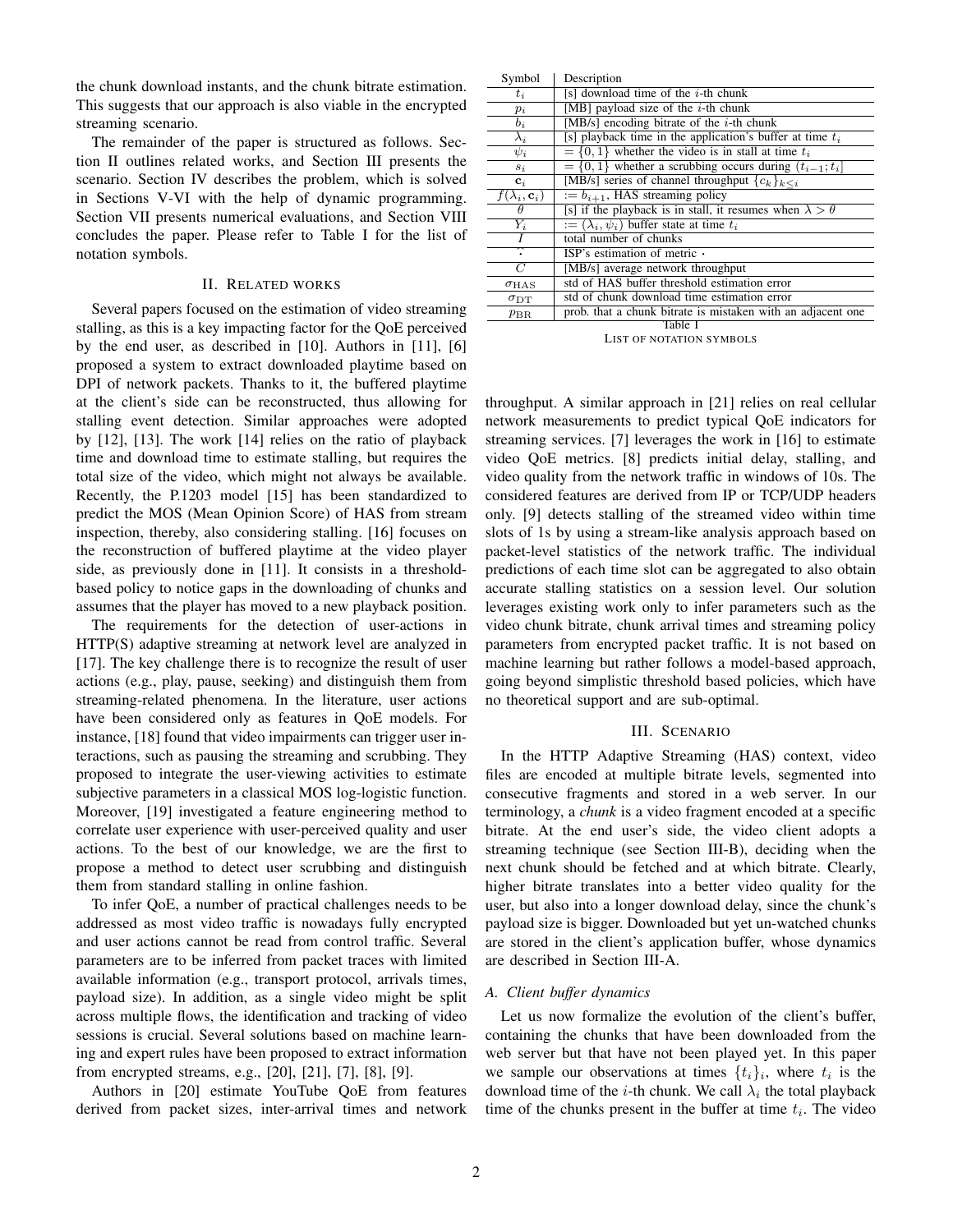the chunk download instants, and the chunk bitrate estimation. This suggests that our approach is also viable in the encrypted streaming scenario.

The remainder of the paper is structured as follows. Section II outlines related works, and Section III presents the scenario. Section IV describes the problem, which is solved in Sections V-VI with the help of dynamic programming. Section VII presents numerical evaluations, and Section VIII concludes the paper. Please refer to Table I for the list of notation symbols.

| Symbol | Description |
|---|---|
| $t_i$ | [s] download time of the $i$-th chunk |
| $p_i$ | [MB] payload size of the $i$-th chunk |
| $b_i$ | [MB/s] encoding bitrate of the $i$-th chunk |
| $\lambda_i$ | [s] playback time in the application's buffer at time $t_i$ |
| $\psi_i$ | $= \{0, 1\}$ whether the video is in stall at time $t_i$ |
| $s_i$ | $= \{0, 1\}$ whether a scrubbing occurs during $(t_{i-1}; t_i]$ |
| $\mathbf{c}_i$ | [MB/s] series of channel throughput $\{c_k\}_{k<i}$ |
| $f(\lambda_i, \mathbf{c}_i)$ | $:= b_{i+1}$, HAS streaming policy |
| $\theta$ | [s] if the playback is in stall, it resumes when $\lambda > \theta$ |
| $Y_i$ | $:= (\lambda_i, \psi_i)$ buffer state at time $t_i$ |
| $I$ | total number of chunks |
| $\widehat{\cdot}$ | ISP's estimation of metric $\cdot$ |
| $C$ | [MB/s] average network throughput |
| $\sigma_{\text{HAS}}$ | std of HAS buffer threshold estimation error |
| $\sigma_{\text{DT}}$ | std of chunk download time estimation error |
| $p_{\text{BR}}$ | prob. that a chunk bitrate is mistaken with an adjacent one |

Table I
LIST OF NOTATION SYMBOLS

## II. Related works

Several papers focused on the estimation of video streaming stalling, as this is a key impacting factor for the QoE perceived by the end user, as described in [10]. Authors in [11], [6] proposed a system to extract downloaded playtime based on DPI of network packets. Thanks to it, the buffered playtime at the client's side can be reconstructed, thus allowing for stalling event detection. Similar approaches were adopted by [12], [13]. The work [14] relies on the ratio of playback time and download time to estimate stalling, but requires the total size of the video, which might not always be available. Recently, the P.1203 model [15] has been standardized to predict the MOS (Mean Opinion Score) of HAS from stream inspection, thereby, also considering stalling. [16] focuses on the reconstruction of buffered playtime at the video player side, as previously done in [11]. It consists in a threshold-based policy to notice gaps in the downloading of chunks and assumes that the player has moved to a new playback position.

The requirements for the detection of user-actions in HTTP(S) adaptive streaming at network level are analyzed in [17]. The key challenge there is to recognize the result of user actions (e.g., play, pause, seeking) and distinguish them from streaming-related phenomena. In the literature, user actions have been considered only as features in QoE models. For instance, [18] found that video impairments can trigger user interactions, such as pausing the streaming and scrubbing. They proposed to integrate the user-viewing activities to estimate subjective parameters in a classical MOS log-logistic function. Moreover, [19] investigated a feature engineering method to correlate user experience with user-perceived quality and user actions. To the best of our knowledge, we are the first to propose a method to detect user scrubbing and distinguish them from standard stalling in online fashion.

To infer QoE, a number of practical challenges needs to be addressed as most video traffic is nowadays fully encrypted and user actions cannot be read from control traffic. Several parameters are to be inferred from packet traces with limited available information (e.g., transport protocol, arrivals times, payload size). In addition, as a single video might be split across multiple flows, the identification and tracking of video sessions is crucial. Several solutions based on machine learning and expert rules have been proposed to extract information from encrypted streams, e.g., [20], [21], [7], [8], [9].

Authors in [20] estimate YouTube QoE from features derived from packet sizes, inter-arrival times and network throughput. A similar approach in [21] relies on real cellular network measurements to predict typical QoE indicators for streaming services. [7] leverages the work in [16] to estimate video QoE metrics. [8] predicts initial delay, stalling, and video quality from the network traffic in windows of 10s. The considered features are derived from IP or TCP/UDP headers only. [9] detects stalling of the streamed video within time slots of 1s by using a stream-like analysis approach based on packet-level statistics of the network traffic. The individual predictions of each time slot can be aggregated to also obtain accurate stalling statistics on a session level. Our solution leverages existing work only to infer parameters such as the video chunk bitrate, chunk arrival times and streaming policy parameters from encrypted packet traffic. It is not based on machine learning but rather follows a model-based approach, going beyond simplistic threshold based policies, which have no theoretical support and are sub-optimal.

## III. Scenario

In the HTTP Adaptive Streaming (HAS) context, video files are encoded at multiple bitrate levels, segmented into consecutive fragments and stored in a web server. In our terminology, a *chunk* is a video fragment encoded at a specific bitrate. At the end user's side, the video client adopts a streaming technique (see Section III-B), deciding when the next chunk should be fetched and at which bitrate. Clearly, higher bitrate translates into a better video quality for the user, but also into a longer download delay, since the chunk's payload size is bigger. Downloaded but yet un-watched chunks are stored in the client's application buffer, whose dynamics are described in Section III-A.

### A. Client buffer dynamics

Let us now formalize the evolution of the client's buffer, containing the chunks that have been downloaded from the web server but that have not been played yet. In this paper we sample our observations at times $\{t_i\}_i$, where $t_i$ is the download time of the $i$-th chunk. We call $\lambda_i$ the total playback time of the chunks present in the buffer at time $t_i$. The video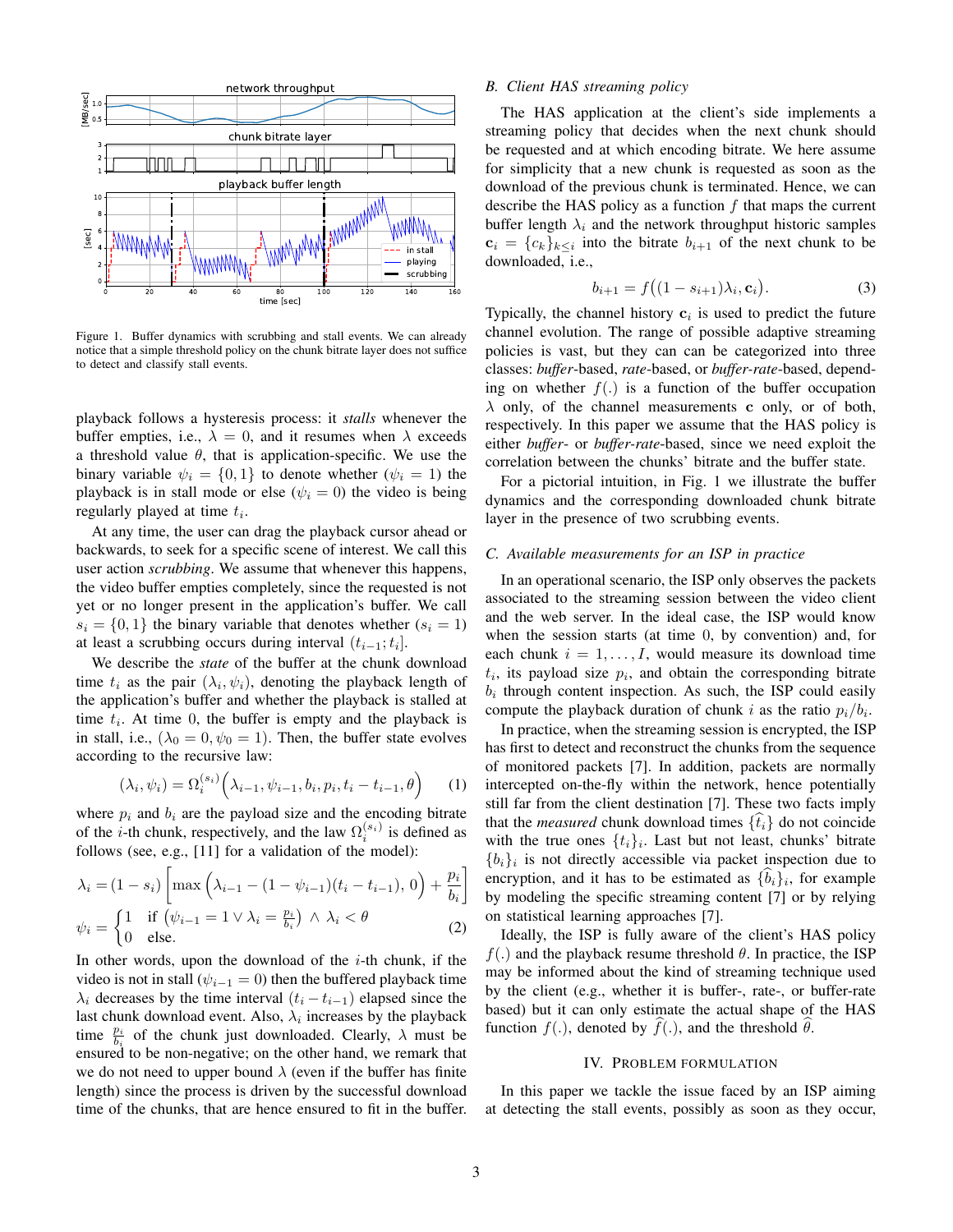Figure 1. Buffer dynamics with scrubbing and stall events. We can already notice that a simple threshold policy on the chunk bitrate layer does not suffice to detect and classify stall events.

playback follows a hysteresis process: it *stalls* whenever the buffer empties, i.e., $\lambda = 0$, and it resumes when $\lambda$ exceeds a threshold value $\theta$, that is application-specific. We use the binary variable $\psi_i = \{0, 1\}$ to denote whether ($\psi_i = 1$) the playback is in stall mode or else ($\psi_i = 0$) the video is being regularly played at time $t_i$.

At any time, the user can drag the playback cursor ahead or backwards, to seek for a specific scene of interest. We call this user action *scrubbing*. We assume that whenever this happens, the video buffer empties completely, since the requested is not yet or no longer present in the application's buffer. We call $s_i = \{0, 1\}$ the binary variable that denotes whether ($s_i = 1$) at least a scrubbing occurs during interval $(t_{i-1}; t_i]$.

We describe the *state* of the buffer at the chunk download time $t_i$ as the pair $(\lambda_i, \psi_i)$, denoting the playback length of the application's buffer and whether the playback is stalled at time $t_i$. At time 0, the buffer is empty and the playback is in stall, i.e., ($\lambda_0 = 0, \psi_0 = 1$). Then, the buffer state evolves according to the recursive law:

$$(\lambda_i, \psi_i) = \Omega_i^{(s_i)}\Big(\lambda_{i-1}, \psi_{i-1}, b_i, p_i, t_i - t_{i-1}, \theta\Big) \quad (1)$$

where $p_i$ and $b_i$ are the payload size and the encoding bitrate of the $i$-th chunk, respectively, and the law $\Omega_i^{(s_i)}$ is defined as follows (see, e.g., [11] for a validation of the model):

$$\lambda_i = (1 - s_i)\left[\max\Big(\lambda_{i-1} - (1-\psi_{i-1})(t_i - t_{i-1}),\, 0\Big) + \frac{p_i}{b_i}\right]$$
$$\psi_i = \begin{cases} 1 & \text{if } \left(\psi_{i-1} = 1 \vee \lambda_i = \frac{p_i}{b_i}\right) \wedge \lambda_i < \theta \\ 0 & \text{else.} \end{cases} \quad (2)$$

In other words, upon the download of the $i$-th chunk, if the video is not in stall ($\psi_{i-1} = 0$) then the buffered playback time $\lambda_i$ decreases by the time interval $(t_i - t_{i-1})$ elapsed since the last chunk download event. Also, $\lambda_i$ increases by the playback time $\frac{p_i}{b_i}$ of the chunk just downloaded. Clearly, $\lambda$ must be ensured to be non-negative; on the other hand, we remark that we do not need to upper bound $\lambda$ (even if the buffer has finite length) since the process is driven by the successful download time of the chunks, that are hence ensured to fit in the buffer.

### B. Client HAS streaming policy

The HAS application at the client's side implements a streaming policy that decides when the next chunk should be requested and at which encoding bitrate. We here assume for simplicity that a new chunk is requested as soon as the download of the previous chunk is terminated. Hence, we can describe the HAS policy as a function $f$ that maps the current buffer length $\lambda_i$ and the network throughput historic samples $\mathbf{c}_i = \{c_k\}_{k \le i}$ into the bitrate $b_{i+1}$ of the next chunk to be downloaded, i.e.,

$$b_{i+1} = f\big((1 - s_{i+1})\lambda_i, \mathbf{c}_i\big). \quad (3)$$

Typically, the channel history $\mathbf{c}_i$ is used to predict the future channel evolution. The range of possible adaptive streaming policies is vast, but they can can be categorized into three classes: *buffer*-based, *rate*-based, or *buffer-rate*-based, depending on whether $f(.)$ is a function of the buffer occupation $\lambda$ only, of the channel measurements $\mathbf{c}$ only, or of both, respectively. In this paper we assume that the HAS policy is either *buffer-* or *buffer-rate*-based, since we need exploit the correlation between the chunks' bitrate and the buffer state.

For a pictorial intuition, in Fig. 1 we illustrate the buffer dynamics and the corresponding downloaded chunk bitrate layer in the presence of two scrubbing events.

### C. Available measurements for an ISP in practice

In an operational scenario, the ISP only observes the packets associated to the streaming session between the video client and the web server. In the ideal case, the ISP would know when the session starts (at time 0, by convention) and, for each chunk $i = 1, \ldots, I$, would measure its download time $t_i$, its payload size $p_i$, and obtain the corresponding bitrate $b_i$ through content inspection. As such, the ISP could easily compute the playback duration of chunk $i$ as the ratio $p_i/b_i$.

In practice, when the streaming session is encrypted, the ISP has first to detect and reconstruct the chunks from the sequence of monitored packets [7]. In addition, packets are normally intercepted on-the-fly within the network, hence potentially still far from the client destination [7]. These two facts imply that the *measured* chunk download times $\{\widehat{t}_i\}$ do not coincide with the true ones $\{t_i\}_i$. Last but not least, chunks' bitrate $\{b_i\}_i$ is not directly accessible via packet inspection due to encryption, and it has to be estimated as $\{\widehat{b}_i\}_i$, for example by modeling the specific streaming content [7] or by relying on statistical learning approaches [7].

Ideally, the ISP is fully aware of the client's HAS policy $f(.)$ and the playback resume threshold $\theta$. In practice, the ISP may be informed about the kind of streaming technique used by the client (e.g., whether it is buffer-, rate-, or buffer-rate based) but it can only estimate the actual shape of the HAS function $f(.)$, denoted by $\widehat{f}(.)$, and the threshold $\widehat{\theta}$.

## IV. Problem Formulation

In this paper we tackle the issue faced by an ISP aiming at detecting the stall events, possibly as soon as they occur,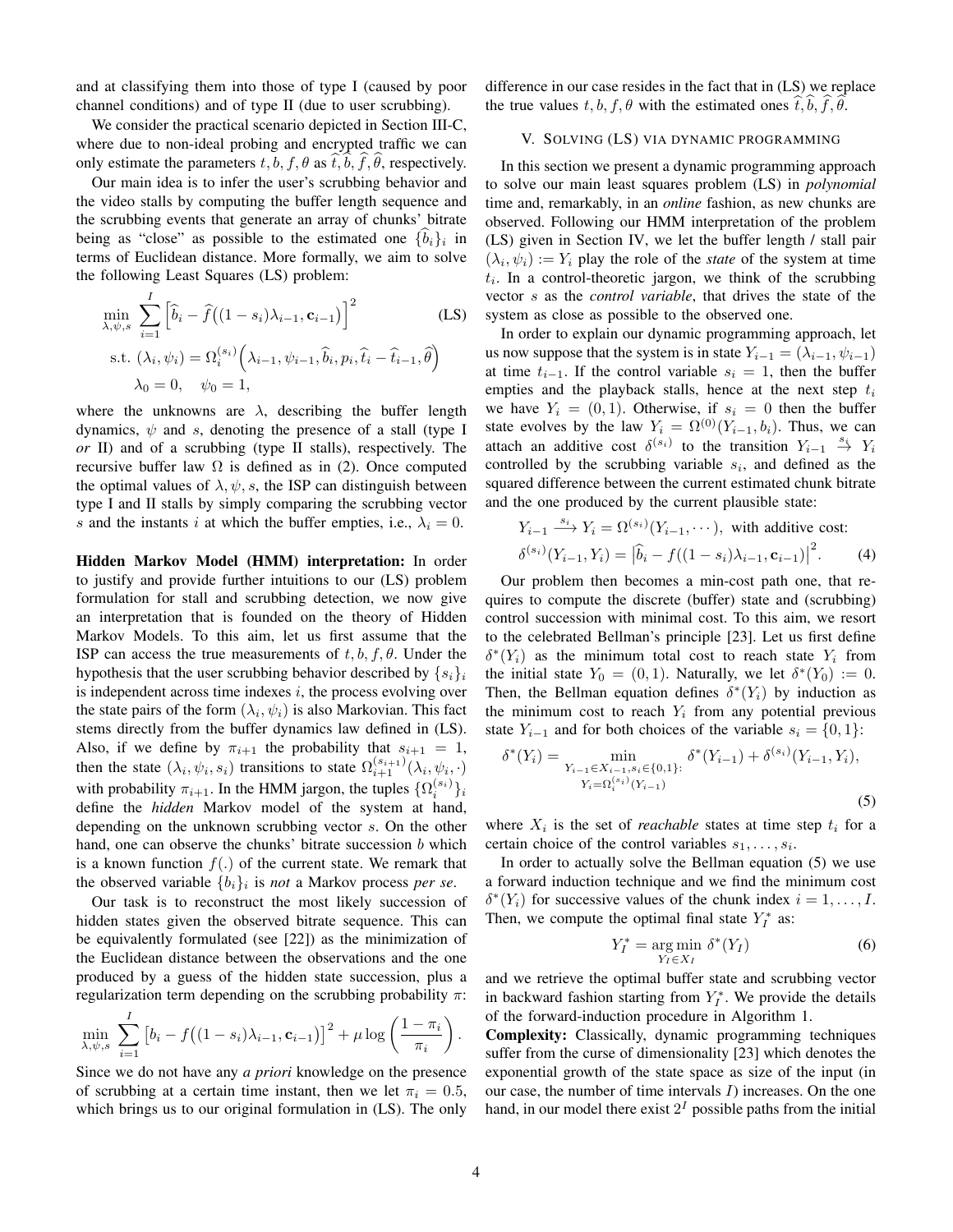and at classifying them into those of type I (caused by poor channel conditions) and of type II (due to user scrubbing).

We consider the practical scenario depicted in Section III-C, where due to non-ideal probing and encrypted traffic we can only estimate the parameters $t, b, f, \theta$ as $\widehat{t}, \widehat{b}, \widehat{f}, \widehat{\theta}$, respectively.

Our main idea is to infer the user's scrubbing behavior and the video stalls by computing the buffer length sequence and the scrubbing events that generate an array of chunks' bitrate being as "close" as possible to the estimated one $\{\widehat{b}_i\}_i$ in terms of Euclidean distance. More formally, we aim to solve the following Least Squares (LS) problem:

$$\min_{\lambda,\psi,s} \sum_{i=1}^{I} \Big[\widehat{b}_i - \widehat{f}\big((1-s_i)\lambda_{i-1}, \mathbf{c}_{i-1}\big)\Big]^2 \qquad \text{(LS)}$$

$$\text{s.t. } (\lambda_i, \psi_i) = \Omega_i^{(s_i)}\Big(\lambda_{i-1}, \psi_{i-1}, \widehat{b}_i, p_i, \widehat{t}_i - \widehat{t}_{i-1}, \widehat{\theta}\Big)$$

$$\lambda_0 = 0, \quad \psi_0 = 1,$$

where the unknowns are $\lambda$, describing the buffer length dynamics, $\psi$ and $s$, denoting the presence of a stall (type I *or* II) and of a scrubbing (type II stalls), respectively. The recursive buffer law $\Omega$ is defined as in (2). Once computed the optimal values of $\lambda, \psi, s$, the ISP can distinguish between type I and II stalls by simply comparing the scrubbing vector $s$ and the instants $i$ at which the buffer empties, i.e., $\lambda_i = 0$.

**Hidden Markov Model (HMM) interpretation:** In order to justify and provide further intuitions to our (LS) problem formulation for stall and scrubbing detection, we now give an interpretation that is founded on the theory of Hidden Markov Models. To this aim, let us first assume that the ISP can access the true measurements of $t, b, f, \theta$. Under the hypothesis that the user scrubbing behavior described by $\{s_i\}_i$ is independent across time indexes $i$, the process evolving over the state pairs of the form $(\lambda_i, \psi_i)$ is also Markovian. This fact stems directly from the buffer dynamics law defined in (LS). Also, if we define by $\pi_{i+1}$ the probability that $s_{i+1} = 1$, then the state $(\lambda_i, \psi_i, s_i)$ transitions to state $\Omega_{i+1}^{(s_{i+1})}(\lambda_i, \psi_i, \cdot)$ with probability $\pi_{i+1}$. In the HMM jargon, the tuples $\{\Omega_i^{(s_i)}\}_i$ define the *hidden* Markov model of the system at hand, depending on the unknown scrubbing vector $s$. On the other hand, one can observe the chunks' bitrate succession $b$ which is a known function $f(.)$ of the current state. We remark that the observed variable $\{b_i\}_i$ is *not* a Markov process *per se*.

Our task is to reconstruct the most likely succession of hidden states given the observed bitrate sequence. This can be equivalently formulated (see [22]) as the minimization of the Euclidean distance between the observations and the one produced by a guess of the hidden state succession, plus a regularization term depending on the scrubbing probability $\pi$:

$$\min_{\lambda,\psi,s} \sum_{i=1}^{I} \big[b_i - f\big((1-s_i)\lambda_{i-1}, \mathbf{c}_{i-1}\big)\big]^2 + \mu \log\left(\frac{1-\pi_i}{\pi_i}\right).$$

Since we do not have any *a priori* knowledge on the presence of scrubbing at a certain time instant, then we let $\pi_i = 0.5$, which brings us to our original formulation in (LS). The only difference in our case resides in the fact that in (LS) we replace the true values $t, b, f, \theta$ with the estimated ones $\widehat{t}, \widehat{b}, \widehat{f}, \widehat{\theta}$.

## V. Solving (LS) via dynamic programming

In this section we present a dynamic programming approach to solve our main least squares problem (LS) in *polynomial* time and, remarkably, in an *online* fashion, as new chunks are observed. Following our HMM interpretation of the problem (LS) given in Section IV, we let the buffer length / stall pair $(\lambda_i, \psi_i) := Y_i$ play the role of the *state* of the system at time $t_i$. In a control-theoretic jargon, we think of the scrubbing vector $s$ as the *control variable*, that drives the state of the system as close as possible to the observed one.

In order to explain our dynamic programming approach, let us now suppose that the system is in state $Y_{i-1} = (\lambda_{i-1}, \psi_{i-1})$ at time $t_{i-1}$. If the control variable $s_i = 1$, then the buffer empties and the playback stalls, hence at the next step $t_i$ we have $Y_i = (0, 1)$. Otherwise, if $s_i = 0$ then the buffer state evolves by the law $Y_i = \Omega^{(0)}(Y_{i-1}, b_i)$. Thus, we can attach an additive cost $\delta^{(s_i)}$ to the transition $Y_{i-1} \xrightarrow{s_i} Y_i$ controlled by the scrubbing variable $s_i$, and defined as the squared difference between the current estimated chunk bitrate and the one produced by the current plausible state:

$$Y_{i-1} \xrightarrow{s_i} Y_i = \Omega^{(s_i)}(Y_{i-1}, \cdots), \text{ with additive cost:}$$
$$\delta^{(s_i)}(Y_{i-1}, Y_i) = \left|\widehat{b}_i - f((1-s_i)\lambda_{i-1}, \mathbf{c}_{i-1})\right|^2. \qquad (4)$$

Our problem then becomes a min-cost path one, that requires to compute the discrete (buffer) state and (scrubbing) control succession with minimal cost. To this aim, we resort to the celebrated Bellman's principle [23]. Let us first define $\delta^*(Y_i)$ as the minimum total cost to reach state $Y_i$ from the initial state $Y_0 = (0, 1)$. Naturally, we let $\delta^*(Y_0) := 0$. Then, the Bellman equation defines $\delta^*(Y_i)$ by induction as the minimum cost to reach $Y_i$ from any potential previous state $Y_{i-1}$ and for both choices of the variable $s_i = \{0, 1\}$:

$$\delta^*(Y_i) = \min_{\substack{Y_{i-1} \in X_{i-1}, s_i \in \{0,1\}: \\ Y_i = \Omega_i^{(s_i)}(Y_{i-1})}} \delta^*(Y_{i-1}) + \delta^{(s_i)}(Y_{i-1}, Y_i), \qquad (5)$$

where $X_i$ is the set of *reachable* states at time step $t_i$ for a certain choice of the control variables $s_1, \ldots, s_i$.

In order to actually solve the Bellman equation (5) we use a forward induction technique and we find the minimum cost $\delta^*(Y_i)$ for successive values of the chunk index $i = 1, \ldots, I$. Then, we compute the optimal final state $Y_I^*$ as:

$$Y_I^* = \operatorname*{arg\,min}_{Y_I \in X_I} \delta^*(Y_I) \qquad (6)$$

and we retrieve the optimal buffer state and scrubbing vector in backward fashion starting from $Y_I^*$. We provide the details of the forward-induction procedure in Algorithm 1.

**Complexity:** Classically, dynamic programming techniques suffer from the curse of dimensionality [23] which denotes the exponential growth of the state space as size of the input (in our case, the number of time intervals $I$) increases. On the one hand, in our model there exist $2^I$ possible paths from the initial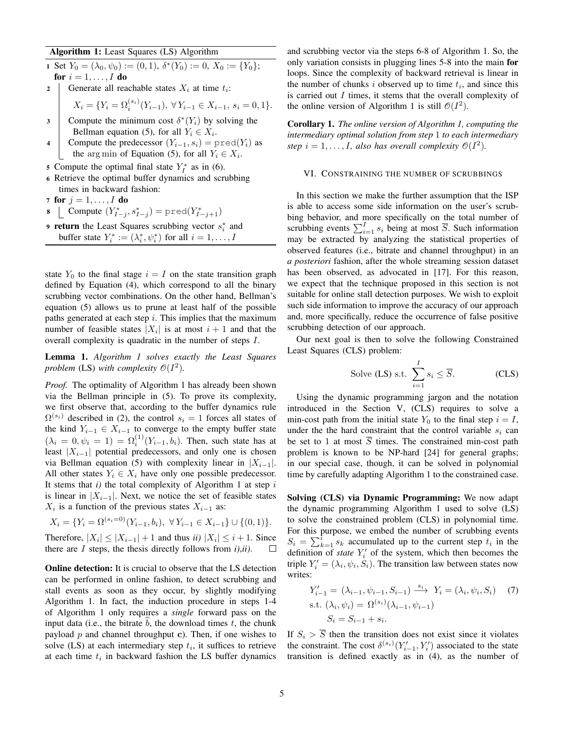**Algorithm 1:** Least Squares (LS) Algorithm

```
1 Set Y_0 = (λ_0, ψ_0) := (0,1), δ*(Y_0) := 0, X_0 := {Y_0};
  for i = 1,...,I do
2     Generate all reachable states X_i at time t_i:
          X_i = {Y_i = Ω_i^(s_i)(Y_{i-1}), ∀Y_{i-1} ∈ X_{i-1}, s_i = 0,1}.
3     Compute the minimum cost δ*(Y_i) by solving the
      Bellman equation (5), for all Y_i ∈ X_i.
4     Compute the predecessor (Y_{i-1}, s_i) = pred(Y_i) as
      the arg min of Equation (5), for all Y_i ∈ X_i.
5 Compute the optimal final state Y_I^* as in (6).
6 Retrieve the optimal buffer dynamics and scrubbing
  times in backward fashion:
7 for j = 1,...,I do
8     Compute (Y*_{I-j}, s*_{I-j}) = pred(Y*_{I-j+1})
9 return the Least Squares scrubbing vector s_i^* and
  buffer state Y_i^* := (λ_i^*, ψ_i^*) for all i = 1,...,I
```

state $Y_0$ to the final stage $i = I$ on the state transition graph defined by Equation (4), which correspond to all the binary scrubbing vector combinations. On the other hand, Bellman's equation (5) allows us to prune at least half of the possible paths generated at each step $i$. This implies that the maximum number of feasible states $|X_i|$ is at most $i + 1$ and that the overall complexity is quadratic in the number of steps $I$.

**Lemma 1.** *Algorithm 1 solves exactly the Least Squares problem* (LS) *with complexity* $\mathcal{O}(I^2)$*.*

*Proof.* The optimality of Algorithm 1 has already been shown via the Bellman principle in (5). To prove its complexity, we first observe that, according to the buffer dynamics rule $\Omega^{(s_i)}$ described in (2), the control $s_i = 1$ forces all states of the kind $Y_{i-1} \in X_{i-1}$ to converge to the empty buffer state $(\lambda_i = 0, \psi_i = 1) = \Omega_i^{(1)}(Y_{i-1}, b_i)$. Then, such state has at least $|X_{i-1}|$ potential predecessors, and only one is chosen via Bellman equation (5) with complexity linear in $|X_{i-1}|$. All other states $Y_i \in X_i$ have only one possible predecessor. It stems that *i)* the total complexity of Algorithm 1 at step $i$ is linear in $|X_{i-1}|$. Next, we notice the set of feasible states $X_i$ is a function of the previous states $X_{i-1}$ as:

$$X_i = \{Y_i = \Omega^{(s_i=0)}(Y_{i-1}, b_i),\ \forall Y_{i-1} \in X_{i-1}\} \cup \{(0,1)\}.$$

Therefore, $|X_i| \le |X_{i-1}| + 1$ and thus *ii)* $|X_i| \le i + 1$. Since there are $I$ steps, the thesis directly follows from *i),ii)*. □

**Online detection:** It is crucial to observe that the LS detection can be performed in online fashion, to detect scrubbing and stall events as soon as they occur, by slightly modifying Algorithm 1. In fact, the induction procedure in steps 1-4 of Algorithm 1 only requires a *single* forward pass on the input data (i.e., the bitrate $\widehat{b}$, the download times $t$, the chunk payload $p$ and channel throughput $\mathbf{c}$). Then, if one wishes to solve (LS) at each intermediary step $t_i$, it suffices to retrieve at each time $t_i$ in backward fashion the LS buffer dynamics and scrubbing vector via the steps 6-8 of Algorithm 1. So, the only variation consists in plugging lines 5-8 into the main **for** loops. Since the complexity of backward retrieval is linear in the number of chunks $i$ observed up to time $t_i$, and since this is carried out $I$ times, it stems that the overall complexity of the online version of Algorithm 1 is still $\mathcal{O}(I^2)$.

**Corollary 1.** *The online version of Algorithm 1, computing the intermediary optimal solution from step* $1$ *to each intermediary step* $i = 1, \dots, I$*, also has overall complexity* $\mathcal{O}(I^2)$*.*

## VI. Constraining the number of scrubbings

In this section we make the further assumption that the ISP is able to access some side information on the user's scrubbing behavior, and more specifically on the total number of scrubbing events $\sum_{i=1}^{I} s_i$ being at most $\overline{S}$. Such information may be extracted by analyzing the statistical properties of observed features (i.e., bitrate and channel throughput) in an *a posteriori* fashion, after the whole streaming session dataset has been observed, as advocated in [17]. For this reason, we expect that the technique proposed in this section is not suitable for online stall detection purposes. We wish to exploit such side information to improve the accuracy of our approach and, more specifically, reduce the occurrence of false positive scrubbing detection of our approach.

Our next goal is then to solve the following Constrained Least Squares (CLS) problem:

$$\text{Solve (LS) s.t. } \sum_{i=1}^{I} s_i \le \overline{S}. \tag{CLS}$$

Using the dynamic programming jargon and the notation introduced in the Section V, (CLS) requires to solve a min-cost path from the initial state $Y_0$ to the final step $i = I$, under the the hard constraint that the control variable $s_i$ can be set to 1 at most $\overline{S}$ times. The constrained min-cost path problem is known to be NP-hard [24] for general graphs; in our special case, though, it can be solved in polynomial time by carefully adapting Algorithm 1 to the constrained case.

**Solving (CLS) via Dynamic Programming:** We now adapt the dynamic programming Algorithm 1 used to solve (LS) to solve the constrained problem (CLS) in polynomial time. For this purpose, we embed the number of scrubbing events $S_i = \sum_{k=1}^{i} s_k$ accumulated up to the current step $t_i$ in the definition of *state* $Y_i'$ of the system, which then becomes the triple $Y_i' = (\lambda_i, \psi_i, S_i)$. The transition law between states now writes:

$$\begin{aligned} Y_{i-1}' = (\lambda_{i-1}, \psi_{i-1}, S_{i-1}) &\xrightarrow{s_i} Y_i = (\lambda_i, \psi_i, S_i) \\ \text{s.t. } (\lambda_i, \psi_i) &= \Omega^{(s_i)}(\lambda_{i-1}, \psi_{i-1}) \\ S_i &= S_{i-1} + s_i. \end{aligned} \tag{7}$$

If $S_i > \overline{S}$ then the transition does not exist since it violates the constraint. The cost $\delta^{(s_i)}(Y_{i-1}', Y_i')$ associated to the state transition is defined exactly as in (4), as the number of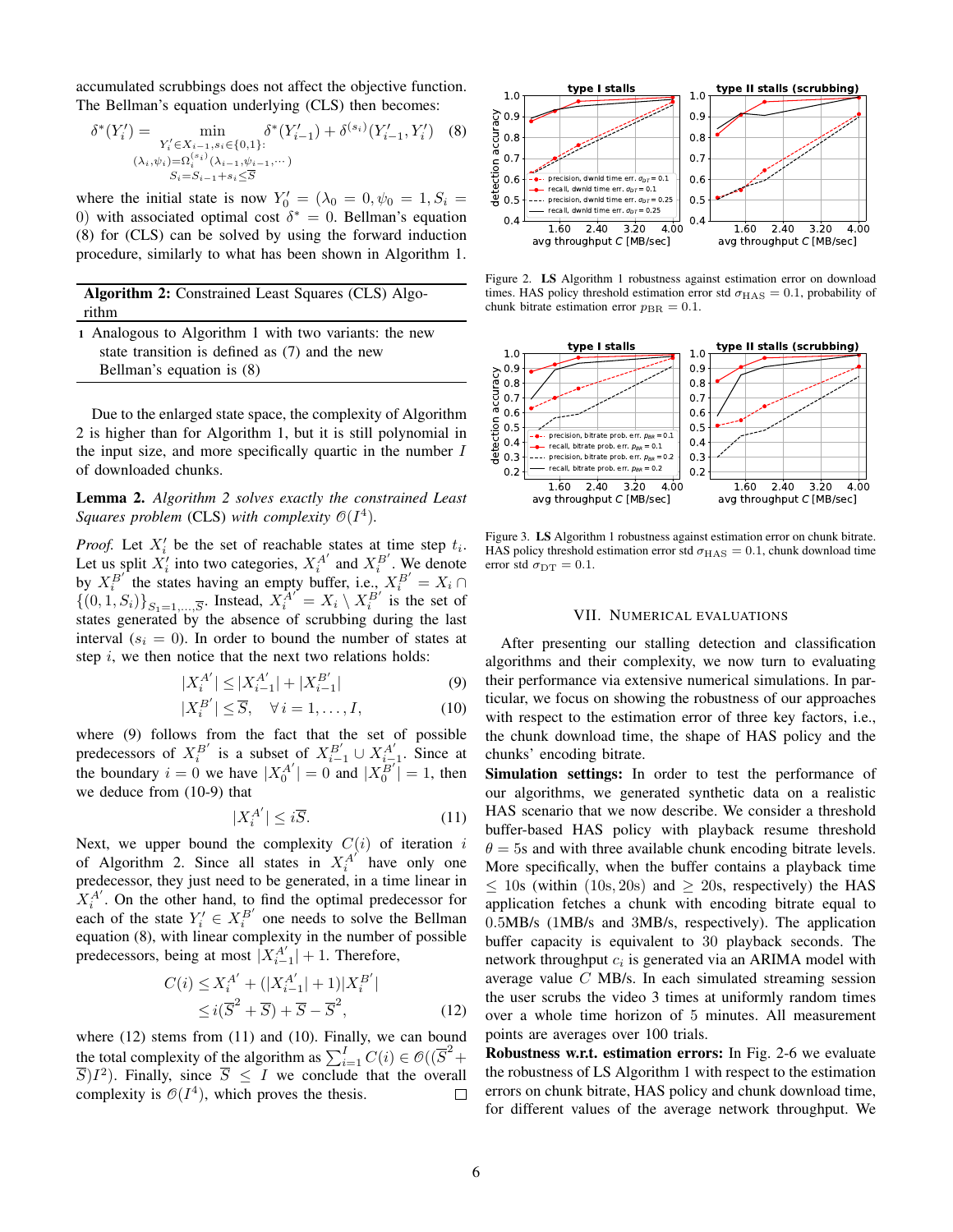accumulated scrubbings does not affect the objective function. The Bellman's equation underlying (CLS) then becomes:

$$\delta^*(Y_i') = \min_{\substack{Y_i' \in X_{i-1}, s_i \in \{0,1\}: \\ (\lambda_i, \psi_i) = \Omega_i^{(s_i)}(\lambda_{i-1}, \psi_{i-1}, \cdots) \\ S_i = S_{i-1} + s_i \le \overline{S}}} \delta^*(Y_{i-1}') + \delta^{(s_i)}(Y_{i-1}', Y_i') \quad (8)$$

where the initial state is now $Y_0' = (\lambda_0 = 0, \psi_0 = 1, S_i = 0)$ with associated optimal cost $\delta^* = 0$. Bellman's equation (8) for (CLS) can be solved by using the forward induction procedure, similarly to what has been shown in Algorithm 1.

**Algorithm 2:** Constrained Least Squares (CLS) Algorithm

1 Analogous to Algorithm 1 with two variants: the new state transition is defined as (7) and the new Bellman's equation is (8)

Due to the enlarged state space, the complexity of Algorithm 2 is higher than for Algorithm 1, but it is still polynomial in the input size, and more specifically quartic in the number $I$ of downloaded chunks.

**Lemma 2.** *Algorithm 2 solves exactly the constrained Least Squares problem* (CLS) *with complexity* $\mathcal{O}(I^4)$.

*Proof.* Let $X_i'$ be the set of reachable states at time step $t_i$. Let us split $X_i'$ into two categories, $X_i^{A'}$ and $X_i^{B'}$. We denote by $X_i^{B'}$ the states having an empty buffer, i.e., $X_i^{B'} = X_i \cap \{(0, 1, S_i)\}_{S_1 = 1, \dots, \overline{S}}$. Instead, $X_i^{A'} = X_i \setminus X_i^{B'}$ is the set of states generated by the absence of scrubbing during the last interval ($s_i = 0$). In order to bound the number of states at step $i$, we then notice that the next two relations holds:

$$|X_i^{A'}| \le |X_{i-1}^{A'}| + |X_{i-1}^{B'}| \quad (9)$$

$$|X_i^{B'}| \le \overline{S}, \quad \forall\, i = 1, \dots, I, \quad (10)$$

where (9) follows from the fact that the set of possible predecessors of $X_i^{B'}$ is a subset of $X_{i-1}^{B'} \cup X_{i-1}^{A'}$. Since at the boundary $i = 0$ we have $|X_0^{A'}| = 0$ and $|X_0^{B'}| = 1$, then we deduce from (10-9) that

$$|X_i^{A'}| \le i\overline{S}. \quad (11)$$

Next, we upper bound the complexity $C(i)$ of iteration $i$ of Algorithm 2. Since all states in $X_i^{A'}$ have only one predecessor, they just need to be generated, in a time linear in $X_i^{A'}$. On the other hand, to find the optimal predecessor for each of the state $Y_i' \in X_i^{B'}$ one needs to solve the Bellman equation (8), with linear complexity in the number of possible predecessors, being at most $|X_{i-1}^{A'}| + 1$. Therefore,

$$\begin{aligned} C(i) &\le X_i^{A'} + (|X_{i-1}^{A'}| + 1)|X_i^{B'}| \\ &\le i(\overline{S}^2 + \overline{S}) + \overline{S} - \overline{S}^2, \end{aligned} \quad (12)$$

where (12) stems from (11) and (10). Finally, we can bound the total complexity of the algorithm as $\sum_{i=1}^{I} C(i) \in \mathcal{O}((\overline{S}^2 + \overline{S})I^2)$. Finally, since $\overline{S} \le I$ we conclude that the overall complexity is $\mathcal{O}(I^4)$, which proves the thesis. □

Figure 2. **LS** Algorithm 1 robustness against estimation error on download times. HAS policy threshold estimation error std $\sigma_{\text{HAS}} = 0.1$, probability of chunk bitrate estimation error $p_{\text{BR}} = 0.1$.

Figure 3. **LS** Algorithm 1 robustness against estimation error on chunk bitrate. HAS policy threshold estimation error std $\sigma_{\text{HAS}} = 0.1$, chunk download time error std $\sigma_{\text{DT}} = 0.1$.

## VII. Numerical evaluations

After presenting our stalling detection and classification algorithms and their complexity, we now turn to evaluating their performance via extensive numerical simulations. In particular, we focus on showing the robustness of our approaches with respect to the estimation error of three key factors, i.e., the chunk download time, the shape of HAS policy and the chunks' encoding bitrate.

**Simulation settings:** In order to test the performance of our algorithms, we generated synthetic data on a realistic HAS scenario that we now describe. We consider a threshold buffer-based HAS policy with playback resume threshold $\theta = 5$s and with three available chunk encoding bitrate levels. More specifically, when the buffer contains a playback time $\le$ 10s (within (10s, 20s) and $\ge$ 20s, respectively) the HAS application fetches a chunk with encoding bitrate equal to 0.5MB/s (1MB/s and 3MB/s, respectively). The application buffer capacity is equivalent to 30 playback seconds. The network throughput $c_i$ is generated via an ARIMA model with average value $C$ MB/s. In each simulated streaming session the user scrubs the video 3 times at uniformly random times over a whole time horizon of 5 minutes. All measurement points are averages over 100 trials.

**Robustness w.r.t. estimation errors:** In Fig. 2-6 we evaluate the robustness of LS Algorithm 1 with respect to the estimation errors on chunk bitrate, HAS policy and chunk download time, for different values of the average network throughput. We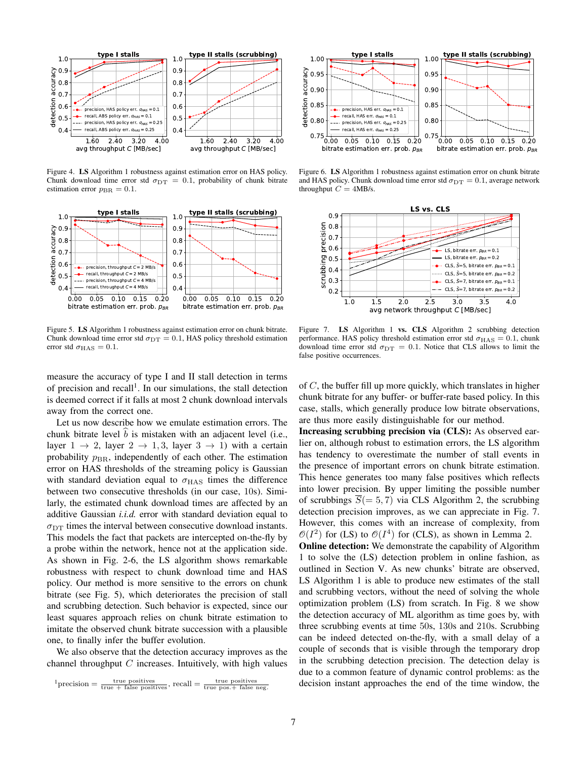Figure 4. **LS** Algorithm 1 robustness against estimation error on HAS policy. Chunk download time error std $\sigma_{\mathrm{DT}} = 0.1$, probability of chunk bitrate estimation error $p_{\mathrm{BR}} = 0.1$.

Figure 5. **LS** Algorithm 1 robustness against estimation error on chunk bitrate. Chunk download time error std $\sigma_{\mathrm{DT}} = 0.1$, HAS policy threshold estimation error std $\sigma_{\mathrm{HAS}} = 0.1$.

Figure 6. **LS** Algorithm 1 robustness against estimation error on chunk bitrate and HAS policy. Chunk download time error std $\sigma_{\mathrm{DT}} = 0.1$, average network throughput $C = 4$MB/s.

Figure 7. **LS** Algorithm 1 **vs. CLS** Algorithm 2 scrubbing detection performance. HAS policy threshold estimation error std $\sigma_{\mathrm{HAS}} = 0.1$, chunk download time error std $\sigma_{\mathrm{DT}} = 0.1$. Notice that CLS allows to limit the false positive occurrences.

measure the accuracy of type I and II stall detection in terms of precision and recall[1]. In our simulations, the stall detection is deemed correct if it falls at most 2 chunk download intervals away from the correct one.

Let us now describe how we emulate estimation errors. The chunk bitrate level $\widehat{b}$ is mistaken with an adjacent level (i.e., layer $1 \rightarrow 2$, layer $2 \rightarrow 1,3$, layer $3 \rightarrow 1$) with a certain probability $p_{\mathrm{BR}}$, independently of each other. The estimation error on HAS thresholds of the streaming policy is Gaussian with standard deviation equal to $\sigma_{\mathrm{HAS}}$ times the difference between two consecutive thresholds (in our case, 10s). Similarly, the estimated chunk download times are affected by an additive Gaussian *i.i.d.* error with standard deviation equal to $\sigma_{\mathrm{DT}}$ times the interval between consecutive download instants. This models the fact that packets are intercepted on-the-fly by a probe within the network, hence not at the application side. As shown in Fig. 2-6, the LS algorithm shows remarkable robustness with respect to chunk download time and HAS policy. Our method is more sensitive to the errors on chunk bitrate (see Fig. 5), which deteriorates the precision of stall and scrubbing detection. Such behavior is expected, since our least squares approach relies on chunk bitrate estimation to imitate the observed chunk bitrate succession with a plausible one, to finally infer the buffer evolution.

We also observe that the detection accuracy improves as the channel throughput $C$ increases. Intuitively, with high values of $C$, the buffer fill up more quickly, which translates in higher chunk bitrate for any buffer- or buffer-rate based policy. In this case, stalls, which generally produce low bitrate observations, are thus more easily distinguishable for our method.

**Increasing scrubbing precision via (CLS):** As observed earlier on, although robust to estimation errors, the LS algorithm has tendency to overestimate the number of stall events in the presence of important errors on chunk bitrate estimation. This hence generates too many false positives which reflects into lower precision. By upper limiting the possible number of scrubbings $\overline{S}(= 5, 7)$ via CLS Algorithm 2, the scrubbing detection precision improves, as we can appreciate in Fig. 7. However, this comes with an increase of complexity, from $\mathcal{O}(I^2)$ for (LS) to $\mathcal{O}(I^4)$ for (CLS), as shown in Lemma 2.

**Online detection:** We demonstrate the capability of Algorithm 1 to solve the (LS) detection problem in online fashion, as outlined in Section V. As new chunks' bitrate are observed, LS Algorithm 1 is able to produce new estimates of the stall and scrubbing vectors, without the need of solving the whole optimization problem (LS) from scratch. In Fig. 8 we show the detection accuracy of ML algorithm as time goes by, with three scrubbing events at time 50s, 130s and 210s. Scrubbing can be indeed detected on-the-fly, with a small delay of a couple of seconds that is visible through the temporary drop in the scrubbing detection precision. The detection delay is due to a common feature of dynamic control problems: as the decision instant approaches the end of the time window, the

[1] precision $= \frac{\text{true positives}}{\text{true + false positives}}$, recall $= \frac{\text{true positives}}{\text{true pos.+ false neg.}}$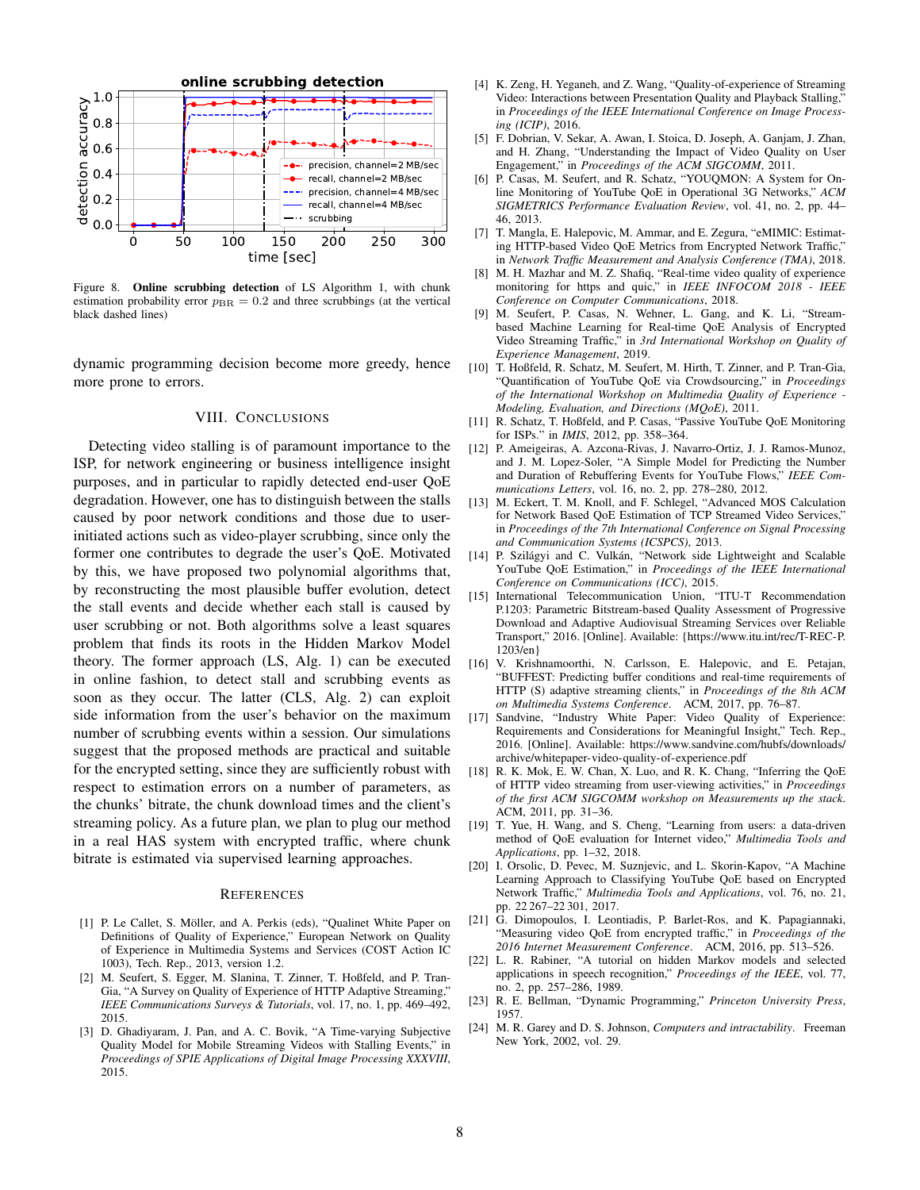online scrubbing detection

detection accuracy

1.0
0.8
0.6
0.4
0.2
0.0

0 50 100 150 200 250 300

time [sec]

precision, channel=2 MB/sec
recall, channel=2 MB/sec
precision, channel=4 MB/sec
recall, channel=4 MB/sec
scrubbing

Figure 8. **Online scrubbing detection** of LS Algorithm 1, with chunk estimation probability error $p_{\mathrm{BR}} = 0.2$ and three scrubbings (at the vertical black dashed lines)

dynamic programming decision become more greedy, hence more prone to errors.

## VIII. Conclusions

Detecting video stalling is of paramount importance to the ISP, for network engineering or business intelligence insight purposes, and in particular to rapidly detected end-user QoE degradation. However, one has to distinguish between the stalls caused by poor network conditions and those due to user-initiated actions such as video-player scrubbing, since only the former one contributes to degrade the user's QoE. Motivated by this, we have proposed two polynomial algorithms that, by reconstructing the most plausible buffer evolution, detect the stall events and decide whether each stall is caused by user scrubbing or not. Both algorithms solve a least squares problem that finds its roots in the Hidden Markov Model theory. The former approach (LS, Alg. 1) can be executed in online fashion, to detect stall and scrubbing events as soon as they occur. The latter (CLS, Alg. 2) can exploit side information from the user's behavior on the maximum number of scrubbing events within a session. Our simulations suggest that the proposed methods are practical and suitable for the encrypted setting, since they are sufficiently robust with respect to estimation errors on a number of parameters, as the chunks' bitrate, the chunk download times and the client's streaming policy. As a future plan, we plan to plug our method in a real HAS system with encrypted traffic, where chunk bitrate is estimated via supervised learning approaches.

## References

[1] P. Le Callet, S. Möller, and A. Perkis (eds), "Qualinet White Paper on Definitions of Quality of Experience," European Network on Quality of Experience in Multimedia Systems and Services (COST Action IC 1003), Tech. Rep., 2013, version 1.2.

[2] M. Seufert, S. Egger, M. Slanina, T. Zinner, T. Hoßfeld, and P. Tran-Gia, "A Survey on Quality of Experience of HTTP Adaptive Streaming," *IEEE Communications Surveys & Tutorials*, vol. 17, no. 1, pp. 469–492, 2015.

[3] D. Ghadiyaram, J. Pan, and A. C. Bovik, "A Time-varying Subjective Quality Model for Mobile Streaming Videos with Stalling Events," in *Proceedings of SPIE Applications of Digital Image Processing XXXVIII*, 2015.

[4] K. Zeng, H. Yeganeh, and Z. Wang, "Quality-of-experience of Streaming Video: Interactions between Presentation Quality and Playback Stalling," in *Proceedings of the IEEE International Conference on Image Processing (ICIP)*, 2016.

[5] F. Dobrian, V. Sekar, A. Awan, I. Stoica, D. Joseph, A. Ganjam, J. Zhan, and H. Zhang, "Understanding the Impact of Video Quality on User Engagement," in *Proceedings of the ACM SIGCOMM*, 2011.

[6] P. Casas, M. Seufert, and R. Schatz, "YOUQMON: A System for On-line Monitoring of YouTube QoE in Operational 3G Networks," *ACM SIGMETRICS Performance Evaluation Review*, vol. 41, no. 2, pp. 44–46, 2013.

[7] T. Mangla, E. Halepovic, M. Ammar, and E. Zegura, "eMIMIC: Estimating HTTP-based Video QoE Metrics from Encrypted Network Traffic," in *Network Traffic Measurement and Analysis Conference (TMA)*, 2018.

[8] M. H. Mazhar and M. Z. Shafiq, "Real-time video quality of experience monitoring for https and quic," in *IEEE INFOCOM 2018 - IEEE Conference on Computer Communications*, 2018.

[9] M. Seufert, P. Casas, N. Wehner, L. Gang, and K. Li, "Stream-based Machine Learning for Real-time QoE Analysis of Encrypted Video Streaming Traffic," in *3rd International Workshop on Quality of Experience Management*, 2019.

[10] T. Hoßfeld, R. Schatz, M. Seufert, M. Hirth, T. Zinner, and P. Tran-Gia, "Quantification of YouTube QoE via Crowdsourcing," in *Proceedings of the International Workshop on Multimedia Quality of Experience - Modeling, Evaluation, and Directions (MQoE)*, 2011.

[11] R. Schatz, T. Hoßfeld, and P. Casas, "Passive YouTube QoE Monitoring for ISPs." in *IMIS*, 2012, pp. 358–364.

[12] P. Ameigeiras, A. Azcona-Rivas, J. Navarro-Ortiz, J. J. Ramos-Munoz, and J. M. Lopez-Soler, "A Simple Model for Predicting the Number and Duration of Rebuffering Events for YouTube Flows," *IEEE Communications Letters*, vol. 16, no. 2, pp. 278–280, 2012.

[13] M. Eckert, T. M. Knoll, and F. Schlegel, "Advanced MOS Calculation for Network Based QoE Estimation of TCP Streamed Video Services," in *Proceedings of the 7th International Conference on Signal Processing and Communication Systems (ICSPCS)*, 2013.

[14] P. Szilágyi and C. Vulkán, "Network side Lightweight and Scalable YouTube QoE Estimation," in *Proceedings of the IEEE International Conference on Communications (ICC)*, 2015.

[15] International Telecommunication Union, "ITU-T Recommendation P.1203: Parametric Bitstream-based Quality Assessment of Progressive Download and Adaptive Audiovisual Streaming Services over Reliable Transport," 2016. [Online]. Available: {https://www.itu.int/rec/T-REC-P.1203/en}

[16] V. Krishnamoorthi, N. Carlsson, E. Halepovic, and E. Petajan, "BUFFEST: Predicting buffer conditions and real-time requirements of HTTP (S) adaptive streaming clients," in *Proceedings of the 8th ACM on Multimedia Systems Conference*. ACM, 2017, pp. 76–87.

[17] Sandvine, "Industry White Paper: Video Quality of Experience: Requirements and Considerations for Meaningful Insight," Tech. Rep., 2016. [Online]. Available: https://www.sandvine.com/hubfs/downloads/archive/whitepaper-video-quality-of-experience.pdf

[18] R. K. Mok, E. W. Chan, X. Luo, and R. K. Chang, "Inferring the QoE of HTTP video streaming from user-viewing activities," in *Proceedings of the first ACM SIGCOMM workshop on Measurements up the stack*. ACM, 2011, pp. 31–36.

[19] T. Yue, H. Wang, and S. Cheng, "Learning from users: a data-driven method of QoE evaluation for Internet video," *Multimedia Tools and Applications*, pp. 1–32, 2018.

[20] I. Orsolic, D. Pevec, M. Suznjevic, and L. Skorin-Kapov, "A Machine Learning Approach to Classifying YouTube QoE based on Encrypted Network Traffic," *Multimedia Tools and Applications*, vol. 76, no. 21, pp. 22 267–22 301, 2017.

[21] G. Dimopoulos, I. Leontiadis, P. Barlet-Ros, and K. Papagiannaki, "Measuring video QoE from encrypted traffic," in *Proceedings of the 2016 Internet Measurement Conference*. ACM, 2016, pp. 513–526.

[22] L. R. Rabiner, "A tutorial on hidden Markov models and selected applications in speech recognition," *Proceedings of the IEEE*, vol. 77, no. 2, pp. 257–286, 1989.

[23] R. E. Bellman, "Dynamic Programming," *Princeton University Press*, 1957.

[24] M. R. Garey and D. S. Johnson, *Computers and intractability*. Freeman New York, 2002, vol. 29.